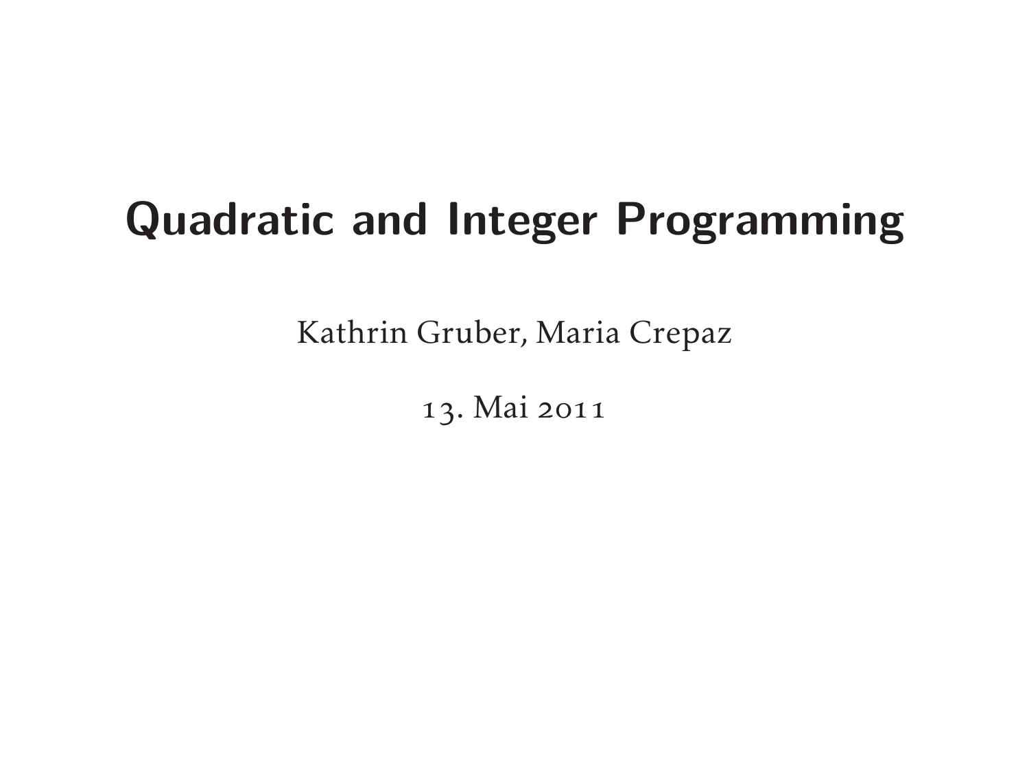# Quadratic and Integer Programming

Kathrin Gruber, Maria Crepaz

13. Mai 2011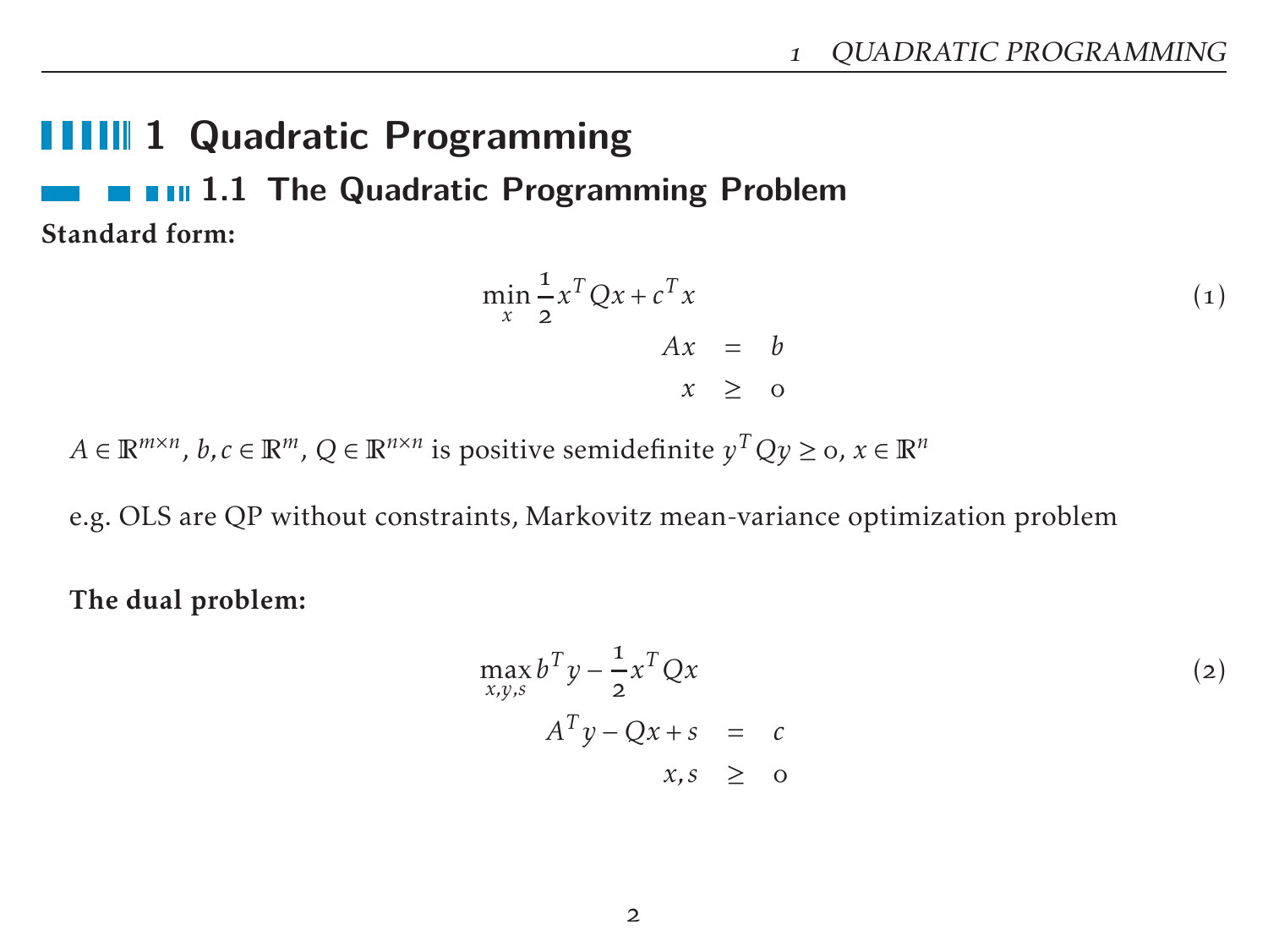# 1 Quadratic Programming

## 1.1 The Quadratic Programming Problem

**Standard form:**

$$
\begin{aligned}
\min_x \frac{1}{2} x^T Q x + c^T x & \\
Ax &= b \\
x &\geq 0
\end{aligned}
\tag{1}
$$

$A \in \mathbb{R}^{m \times n}$, $b, c \in \mathbb{R}^m$, $Q \in \mathbb{R}^{n \times n}$ is positive semidefinite $y^T Q y \geq 0$, $x \in \mathbb{R}^n$

e.g. OLS are QP without constraints, Markovitz mean-variance optimization problem

**The dual problem:**

$$
\begin{aligned}
\max_{x,y,s} b^T y - \frac{1}{2} x^T Q x & \\
A^T y - Qx + s &= c \\
x, s &\geq 0
\end{aligned}
\tag{2}
$$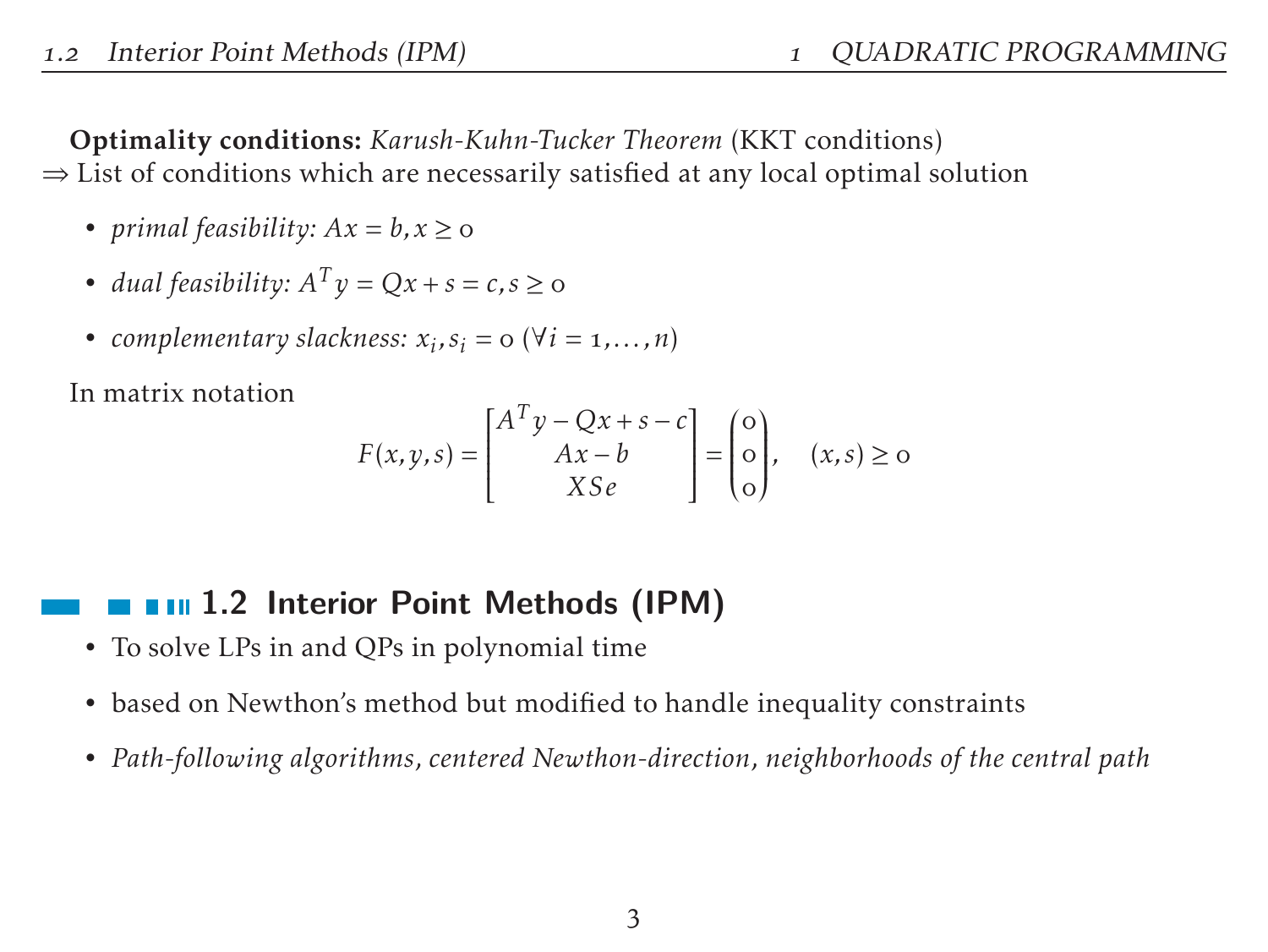**Optimality conditions:** *Karush-Kuhn-Tucker Theorem* (KKT conditions)
$\Rightarrow$ List of conditions which are necessarily satisfied at any local optimal solution

- *primal feasibility:* $Ax = b, x \geq 0$
- *dual feasibility:* $A^T y = Qx + s = c, s \geq 0$
- *complementary slackness:* $x_i, s_i = 0$ $(\forall i = 1, \ldots, n)$

In matrix notation

$$F(x,y,s) = \begin{bmatrix} A^T y - Qx + s - c \\ Ax - b \\ XSe \end{bmatrix} = \begin{pmatrix} 0 \\ 0 \\ 0 \end{pmatrix}, \quad (x,s) \geq 0$$

## 1.2 Interior Point Methods (IPM)

- To solve LPs in and QPs in polynomial time
- based on Newthon's method but modified to handle inequality constraints
- *Path-following algorithms, centered Newthon-direction, neighborhoods of the central path*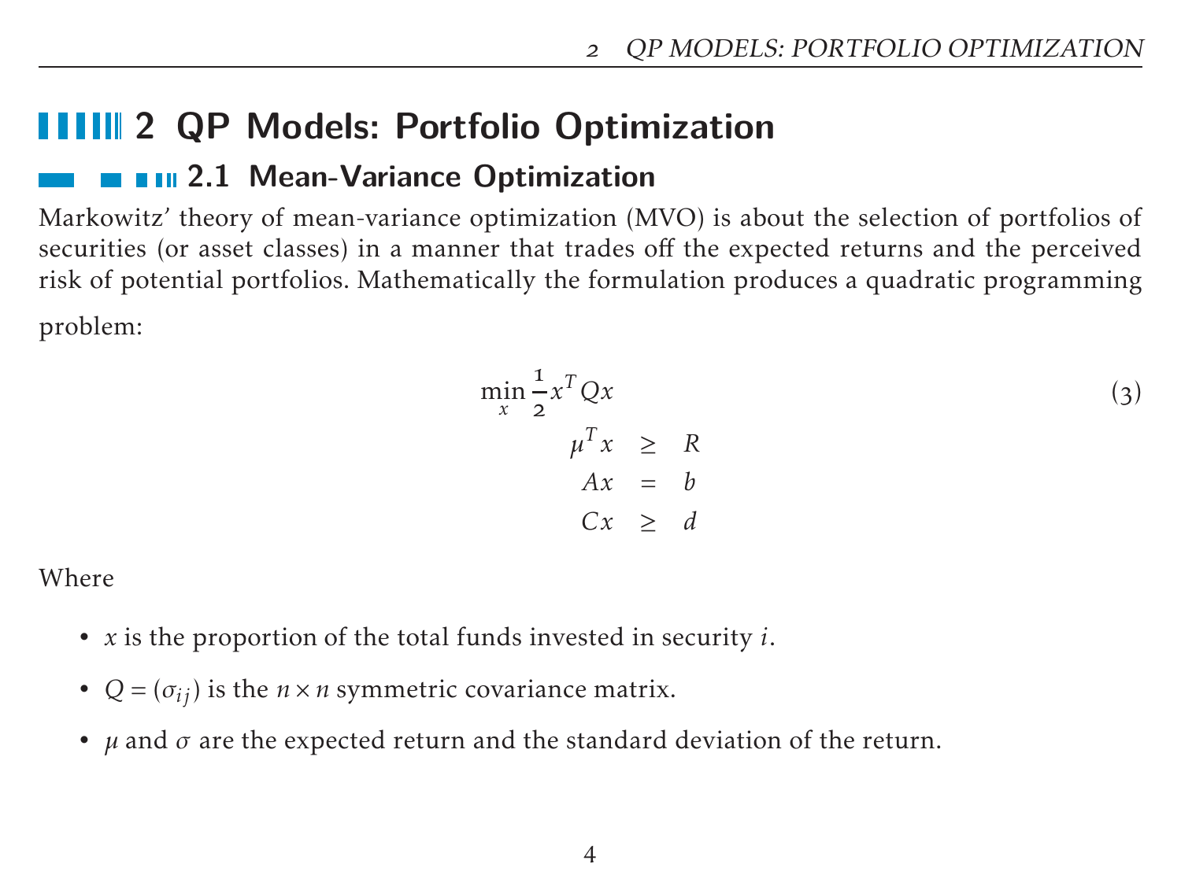# 2 QP Models: Portfolio Optimization

## 2.1 Mean-Variance Optimization

Markowitz' theory of mean-variance optimization (MVO) is about the selection of portfolios of securities (or asset classes) in a manner that trades off the expected returns and the perceived risk of potential portfolios. Mathematically the formulation produces a quadratic programming problem:

$$
\begin{aligned}
\min_x \frac{1}{2} x^T Q x & \\
\mu^T x &\geq R \\
Ax &= b \\
Cx &\geq d
\end{aligned}
\tag{3}
$$

Where

- $x$ is the proportion of the total funds invested in security $i$.
- $Q = (\sigma_{ij})$ is the $n \times n$ symmetric covariance matrix.
- $\mu$ and $\sigma$ are the expected return and the standard deviation of the return.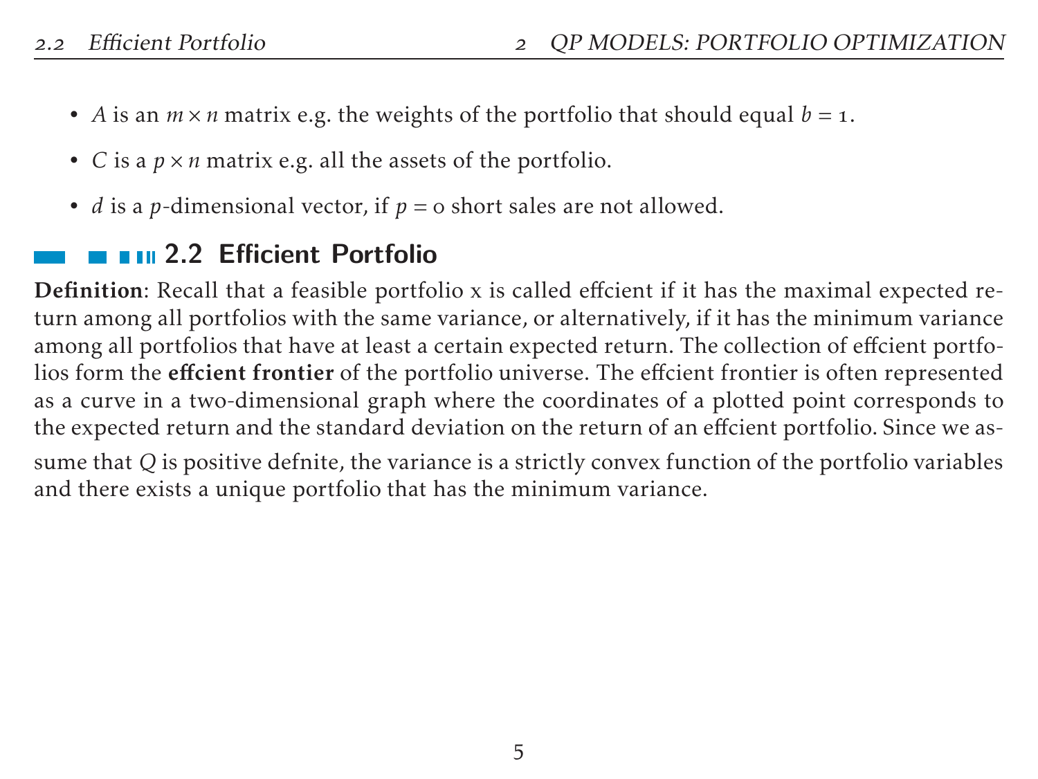- $A$ is an $m \times n$ matrix e.g. the weights of the portfolio that should equal $b = 1$.
- $C$ is a $p \times n$ matrix e.g. all the assets of the portfolio.
- $d$ is a $p$-dimensional vector, if $p = 0$ short sales are not allowed.

## 2.2 Efficient Portfolio

**Definition**: Recall that a feasible portfolio x is called effcient if it has the maximal expected return among all portfolios with the same variance, or alternatively, if it has the minimum variance among all portfolios that have at least a certain expected return. The collection of effcient portfolios form the **effcient frontier** of the portfolio universe. The effcient frontier is often represented as a curve in a two-dimensional graph where the coordinates of a plotted point corresponds to the expected return and the standard deviation on the return of an effcient portfolio. Since we assume that $Q$ is positive defnite, the variance is a strictly convex function of the portfolio variables and there exists a unique portfolio that has the minimum variance.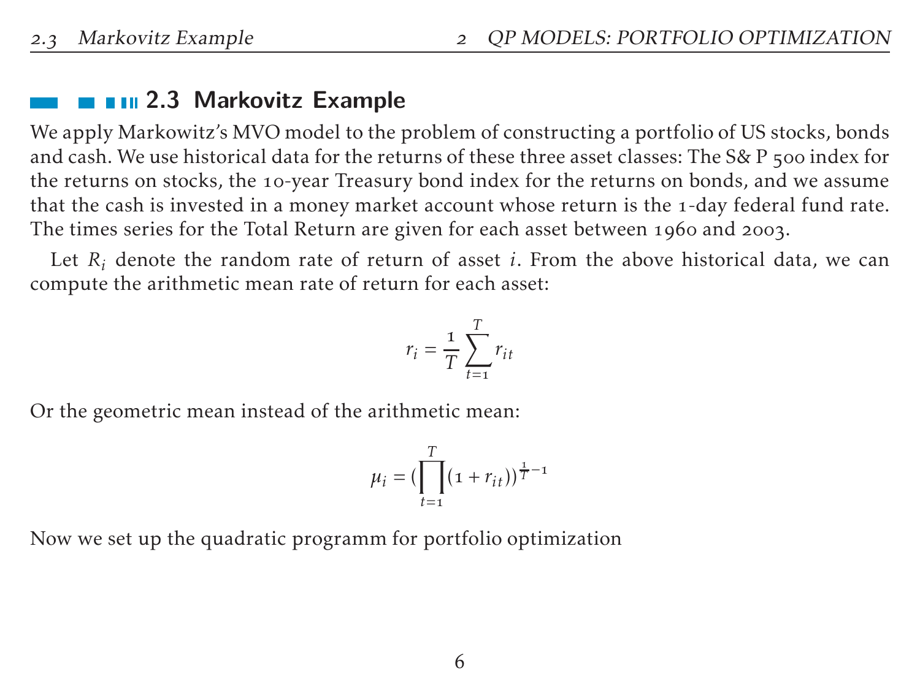## 2.3 Markovitz Example

We apply Markowitz's MVO model to the problem of constructing a portfolio of US stocks, bonds and cash. We use historical data for the returns of these three asset classes: The S& P 500 index for the returns on stocks, the 10-year Treasury bond index for the returns on bonds, and we assume that the cash is invested in a money market account whose return is the 1-day federal fund rate. The times series for the Total Return are given for each asset between 1960 and 2003.

Let $R_i$ denote the random rate of return of asset $i$. From the above historical data, we can compute the arithmetic mean rate of return for each asset:

$$r_i = \frac{1}{T} \sum_{t=1}^{T} r_{it}$$

Or the geometric mean instead of the arithmetic mean:

$$\mu_i = \left(\prod_{t=1}^{T} (1 + r_{it})\right)^{\frac{1}{T} - 1}$$

Now we set up the quadratic programm for portfolio optimization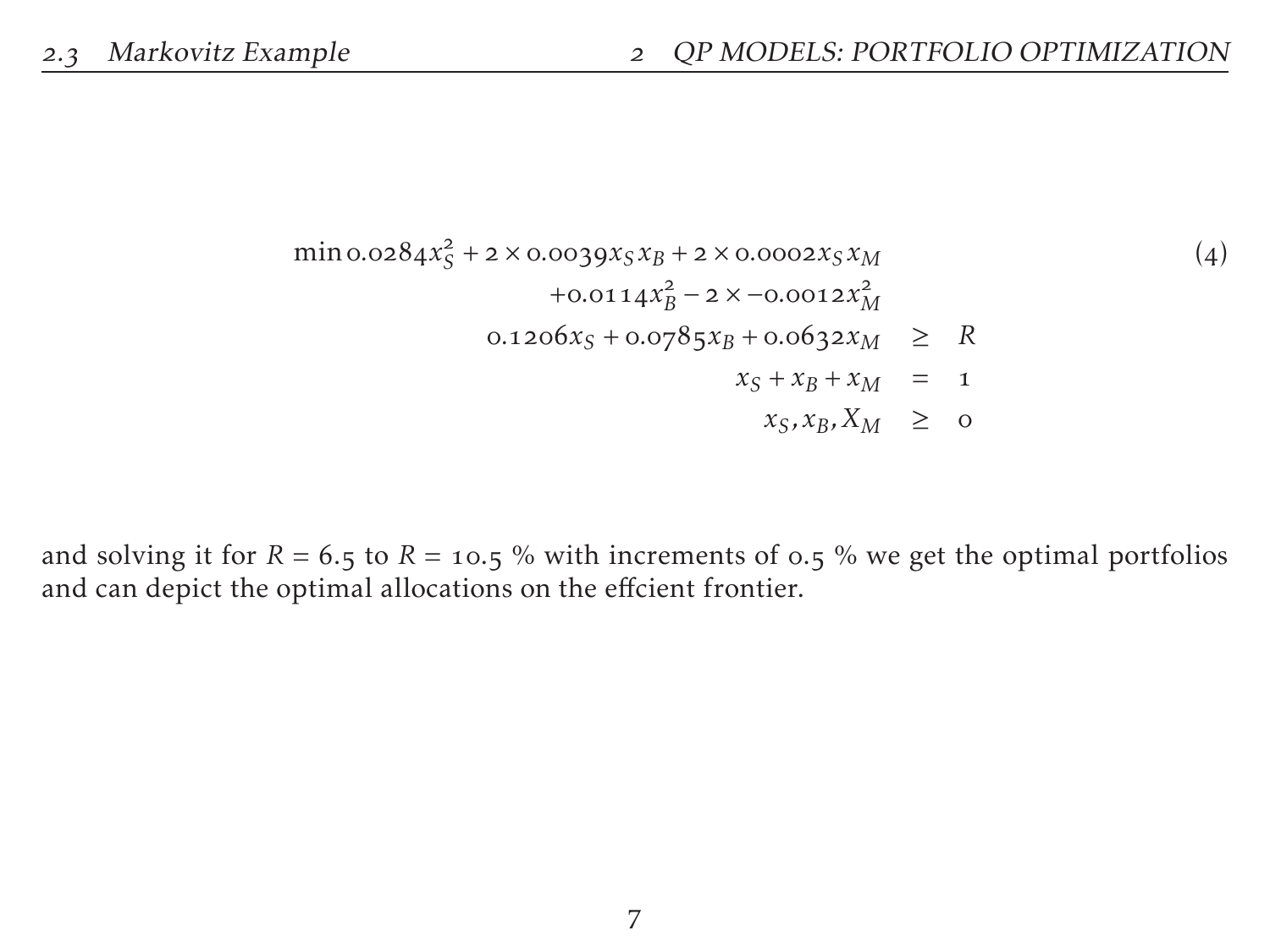$$
\begin{aligned}
\min 0.0284x_S^2 + 2\times 0.0039x_S x_B + 2\times 0.0002x_S x_M & & & \qquad (4)\\
+0.0114x_B^2 - 2\times -0.0012x_M^2 & & & \\
0.1206x_S + 0.0785x_B + 0.0632x_M & \geq & R & \\
x_S + x_B + x_M & = & 1 & \\
x_S, x_B, X_M & \geq & 0 &
\end{aligned}
$$

and solving it for $R = 6.5$ to $R = 10.5$ % with increments of 0.5 % we get the optimal portfolios and can depict the optimal allocations on the effcient frontier.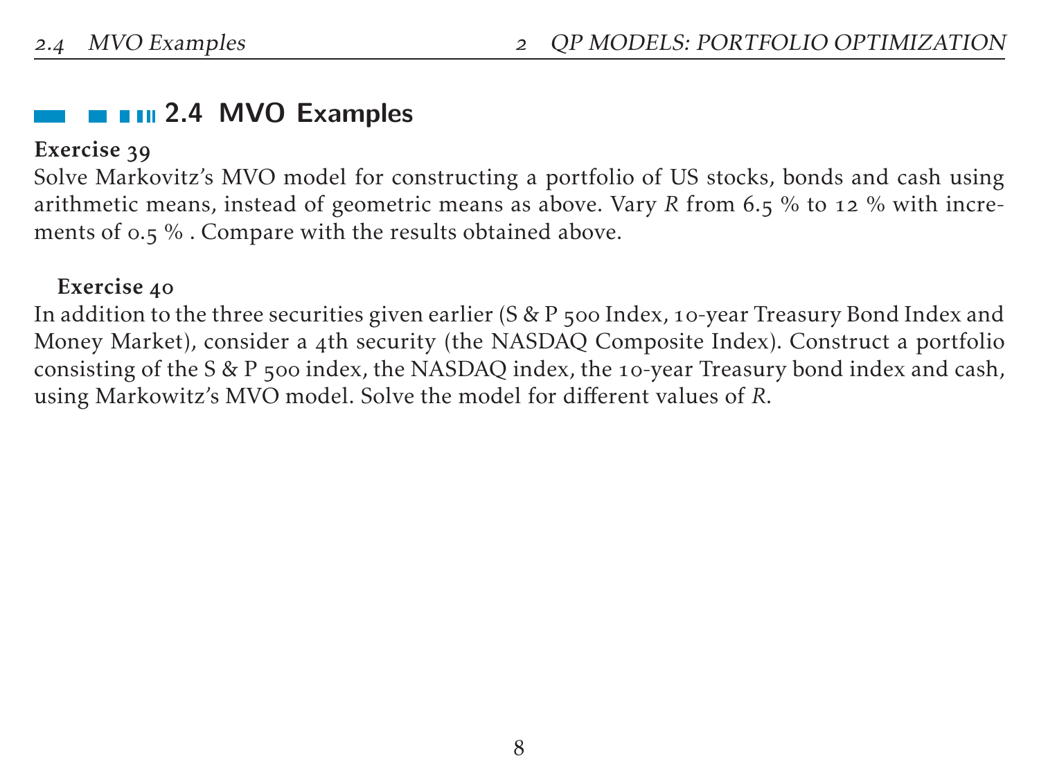## 2.4 MVO Examples

**Exercise 39**
Solve Markovitz's MVO model for constructing a portfolio of US stocks, bonds and cash using arithmetic means, instead of geometric means as above. Vary $R$ from 6.5 % to 12 % with increments of 0.5 % . Compare with the results obtained above.

**Exercise 40**
In addition to the three securities given earlier (S & P 500 Index, 10-year Treasury Bond Index and Money Market), consider a 4th security (the NASDAQ Composite Index). Construct a portfolio consisting of the S & P 500 index, the NASDAQ index, the 10-year Treasury bond index and cash, using Markowitz's MVO model. Solve the model for different values of $R$.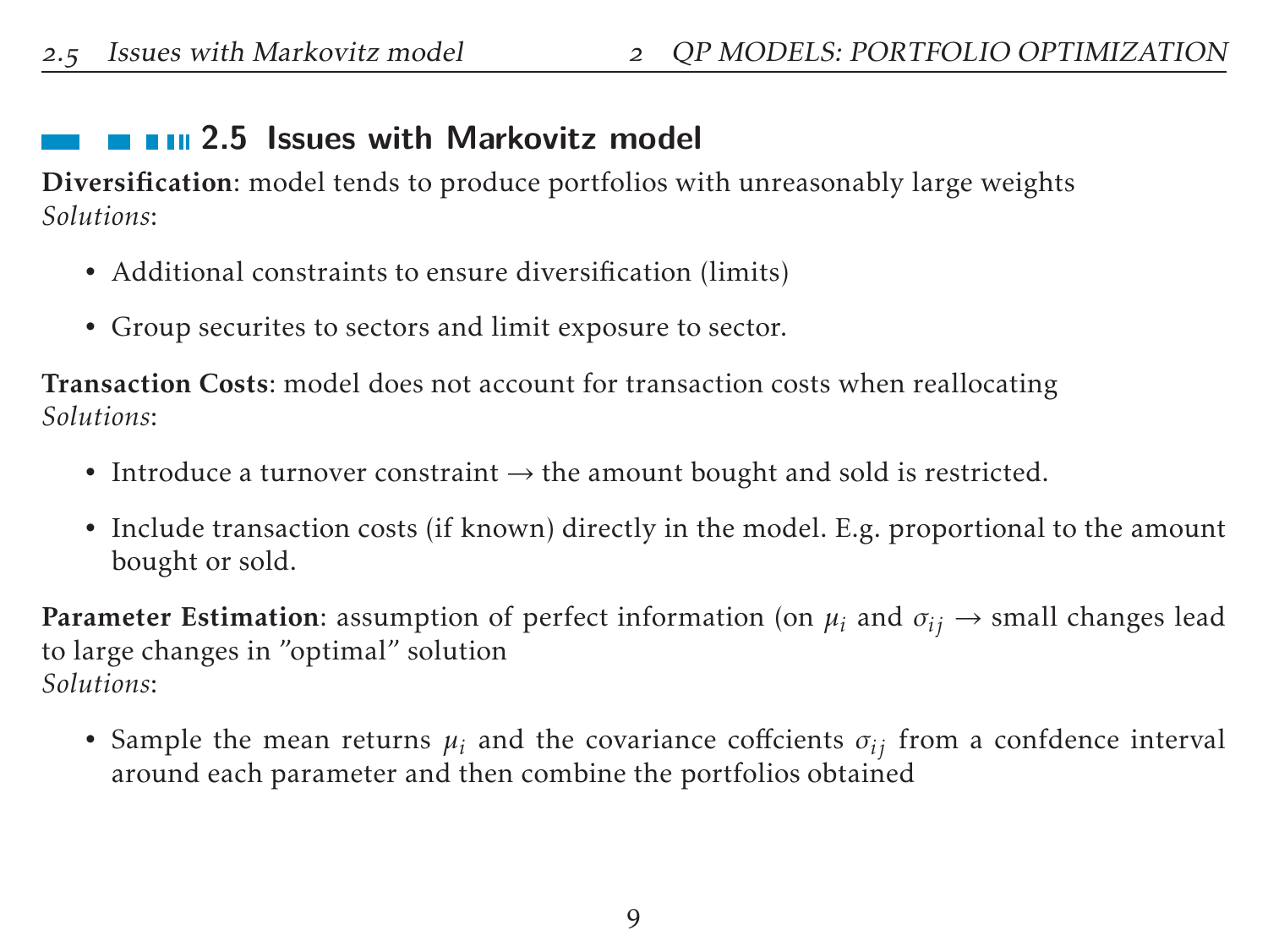## 2.5 Issues with Markovitz model

**Diversification**: model tends to produce portfolios with unreasonably large weights
*Solutions*:

- Additional constraints to ensure diversification (limits)
- Group securites to sectors and limit exposure to sector.

**Transaction Costs**: model does not account for transaction costs when reallocating
*Solutions*:

- Introduce a turnover constraint → the amount bought and sold is restricted.
- Include transaction costs (if known) directly in the model. E.g. proportional to the amount bought or sold.

**Parameter Estimation**: assumption of perfect information (on $\mu_i$ and $\sigma_{ij}$ → small changes lead to large changes in "optimal" solution
*Solutions*:

- Sample the mean returns $\mu_i$ and the covariance coffcients $\sigma_{ij}$ from a confdence interval around each parameter and then combine the portfolios obtained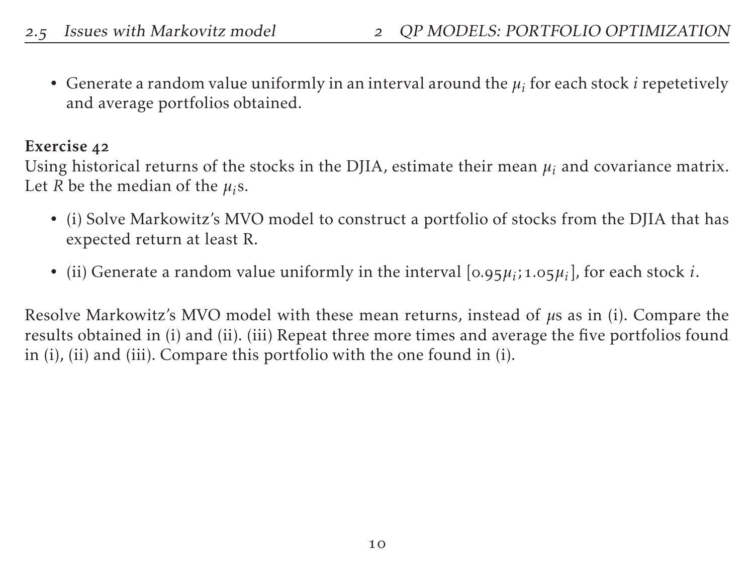- Generate a random value uniformly in an interval around the $\mu_i$ for each stock $i$ repetetively and average portfolios obtained.

**Exercise 42**
Using historical returns of the stocks in the DJIA, estimate their mean $\mu_i$ and covariance matrix. Let $R$ be the median of the $\mu_i$s.

- (i) Solve Markowitz's MVO model to construct a portfolio of stocks from the DJIA that has expected return at least R.
- (ii) Generate a random value uniformly in the interval $[0.95\mu_i; 1.05\mu_i]$, for each stock $i$.

Resolve Markowitz's MVO model with these mean returns, instead of $\mu$s as in (i). Compare the results obtained in (i) and (ii). (iii) Repeat three more times and average the five portfolios found in (i), (ii) and (iii). Compare this portfolio with the one found in (i).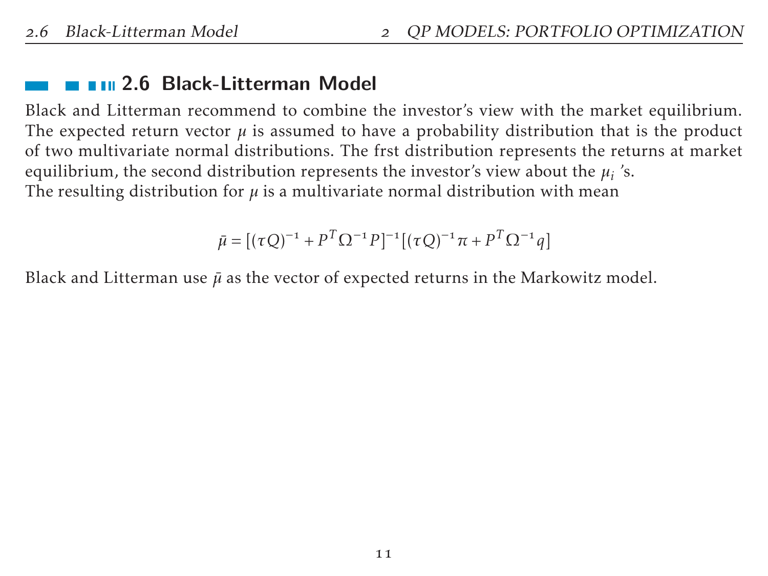## 2.6 Black-Litterman Model

Black and Litterman recommend to combine the investor's view with the market equilibrium. The expected return vector $\mu$ is assumed to have a probability distribution that is the product of two multivariate normal distributions. The frst distribution represents the returns at market equilibrium, the second distribution represents the investor's view about the $\mu_i$ 's.
The resulting distribution for $\mu$ is a multivariate normal distribution with mean

$$\bar{\mu} = [(\tau Q)^{-1} + P^T \Omega^{-1} P]^{-1} [(\tau Q)^{-1} \pi + P^T \Omega^{-1} q]$$

Black and Litterman use $\bar{\mu}$ as the vector of expected returns in the Markowitz model.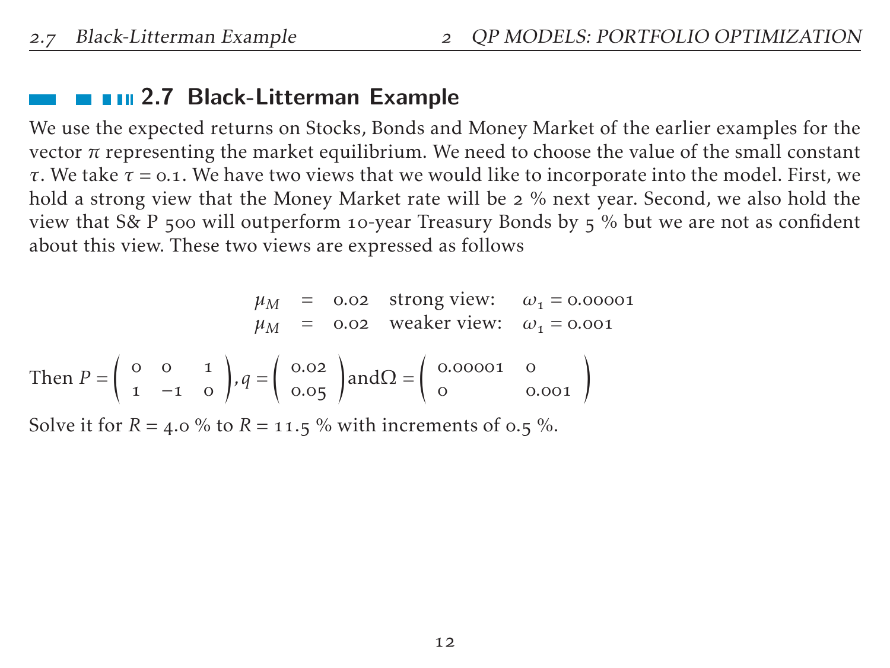## 2.7 Black-Litterman Example

We use the expected returns on Stocks, Bonds and Money Market of the earlier examples for the vector $\pi$ representing the market equilibrium. We need to choose the value of the small constant $\tau$. We take $\tau = 0.1$. We have two views that we would like to incorporate into the model. First, we hold a strong view that the Money Market rate will be 2 % next year. Second, we also hold the view that S& P 500 will outperform 10-year Treasury Bonds by 5 % but we are not as confident about this view. These two views are expressed as follows

$$
\begin{array}{lll}
\mu_M = 0.02 & \text{strong view:} & \omega_1 = 0.00001 \\
\mu_M = 0.02 & \text{weaker view:} & \omega_1 = 0.001
\end{array}
$$

Then $P = \begin{pmatrix} 0 & 0 & 1 \\ 1 & -1 & 0 \end{pmatrix}$, $q = \begin{pmatrix} 0.02 \\ 0.05 \end{pmatrix}$ and $\Omega = \begin{pmatrix} 0.00001 & 0 \\ 0 & 0.001 \end{pmatrix}$

Solve it for $R = 4.0$ % to $R = 11.5$ % with increments of 0.5 %.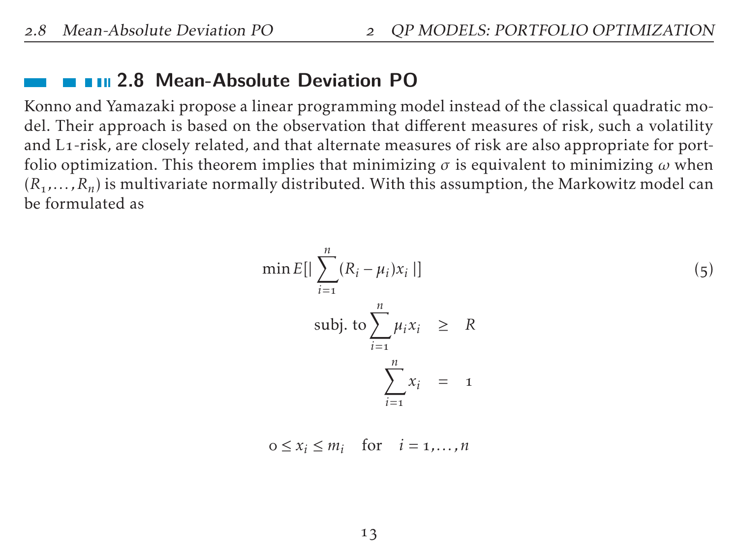## 2.8 Mean-Absolute Deviation PO

Konno and Yamazaki propose a linear programming model instead of the classical quadratic model. Their approach is based on the observation that different measures of risk, such a volatility and L1-risk, are closely related, and that alternate measures of risk are also appropriate for portfolio optimization. This theorem implies that minimizing $\sigma$ is equivalent to minimizing $\omega$ when $(R_1, \ldots, R_n)$ is multivariate normally distributed. With this assumption, the Markowitz model can be formulated as

$$
\begin{aligned}
\min E[| \sum_{i=1}^{n} (R_i - \mu_i) x_i |] \qquad (5) \\
\text{subj. to} \sum_{i=1}^{n} \mu_i x_i \quad &\geq \quad R \\
\sum_{i=1}^{n} x_i \quad &= \quad 1
\end{aligned}
$$

$$
0 \leq x_i \leq m_i \quad \text{for} \quad i = 1, \ldots, n
$$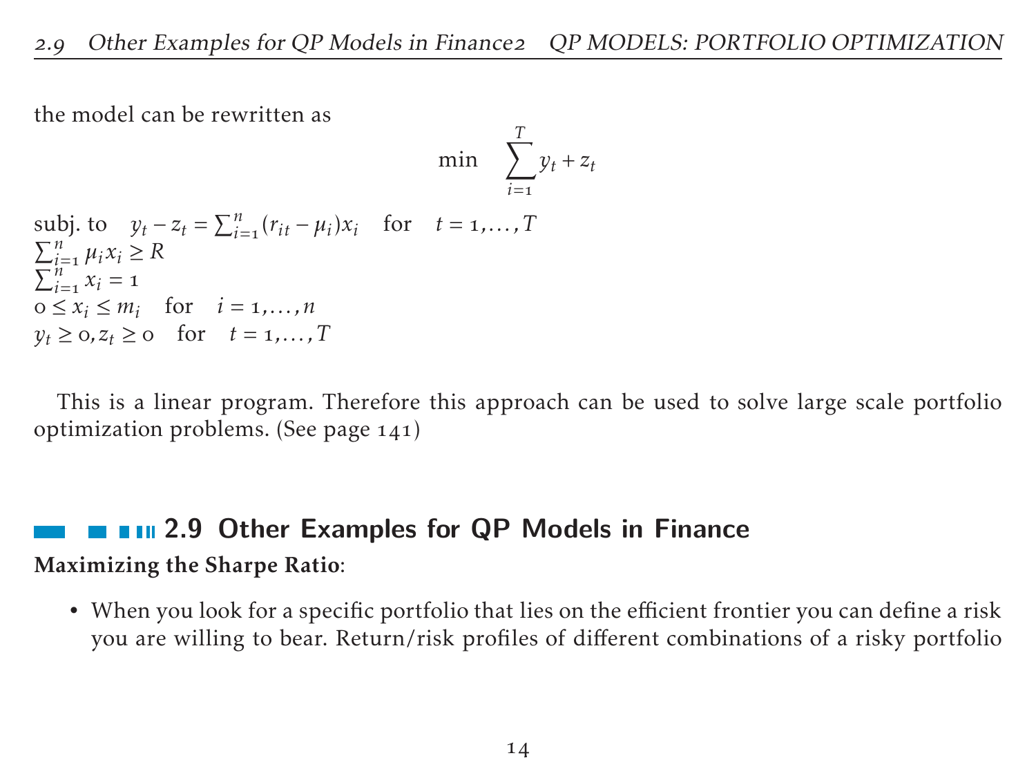the model can be rewritten as

$$\min \quad \sum_{i=1}^{T} y_t + z_t$$

subj. to $\quad y_t - z_t = \sum_{i=1}^{n} (r_{it} - \mu_i) x_i \quad$ for $\quad t = 1, \ldots, T$
$\sum_{i=1}^{n} \mu_i x_i \geq R$
$\sum_{i=1}^{n} x_i = 1$
$0 \leq x_i \leq m_i \quad$ for $\quad i = 1, \ldots, n$
$y_t \geq 0, z_t \geq 0 \quad$ for $\quad t = 1, \ldots, T$

This is a linear program. Therefore this approach can be used to solve large scale portfolio optimization problems. (See page 141)

## 2.9 Other Examples for QP Models in Finance

**Maximizing the Sharpe Ratio**:

- When you look for a specific portfolio that lies on the efficient frontier you can define a risk you are willing to bear. Return/risk profiles of different combinations of a risky portfolio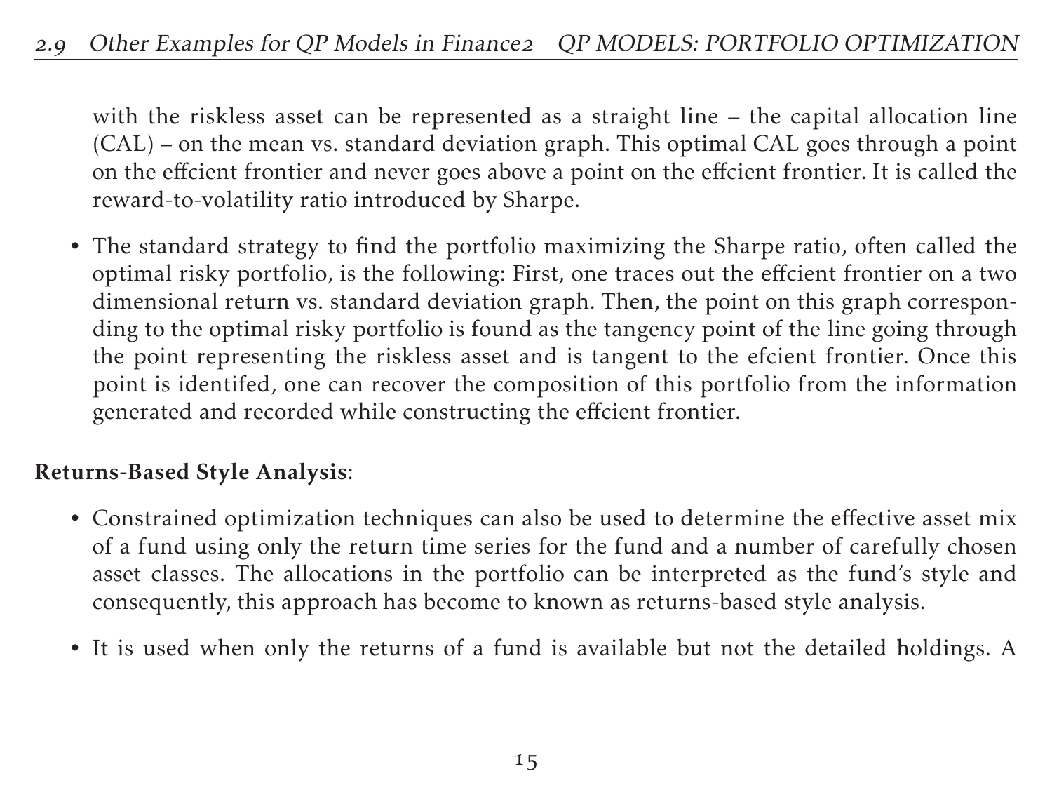with the riskless asset can be represented as a straight line – the capital allocation line (CAL) – on the mean vs. standard deviation graph. This optimal CAL goes through a point on the effcient frontier and never goes above a point on the effcient frontier. It is called the reward-to-volatility ratio introduced by Sharpe.

- The standard strategy to find the portfolio maximizing the Sharpe ratio, often called the optimal risky portfolio, is the following: First, one traces out the effcient frontier on a two dimensional return vs. standard deviation graph. Then, the point on this graph corresponding to the optimal risky portfolio is found as the tangency point of the line going through the point representing the riskless asset and is tangent to the efcient frontier. Once this point is identifed, one can recover the composition of this portfolio from the information generated and recorded while constructing the effcient frontier.

**Returns-Based Style Analysis**:

- Constrained optimization techniques can also be used to determine the effective asset mix of a fund using only the return time series for the fund and a number of carefully chosen asset classes. The allocations in the portfolio can be interpreted as the fund's style and consequently, this approach has become to known as returns-based style analysis.
- It is used when only the returns of a fund is available but not the detailed holdings. A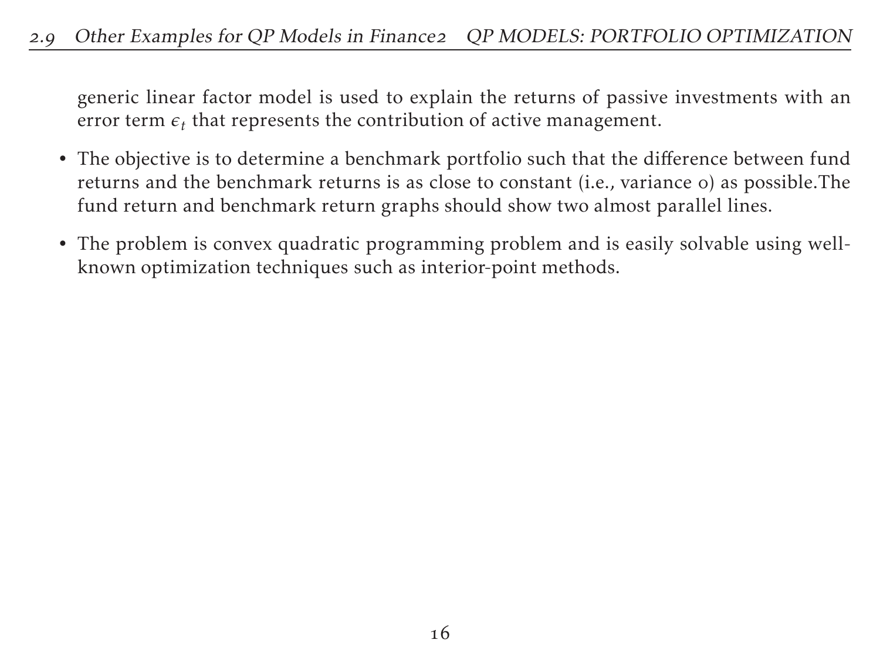generic linear factor model is used to explain the returns of passive investments with an error term $\epsilon_t$ that represents the contribution of active management.

- The objective is to determine a benchmark portfolio such that the difference between fund returns and the benchmark returns is as close to constant (i.e., variance 0) as possible.The fund return and benchmark return graphs should show two almost parallel lines.
- The problem is convex quadratic programming problem and is easily solvable using well-known optimization techniques such as interior-point methods.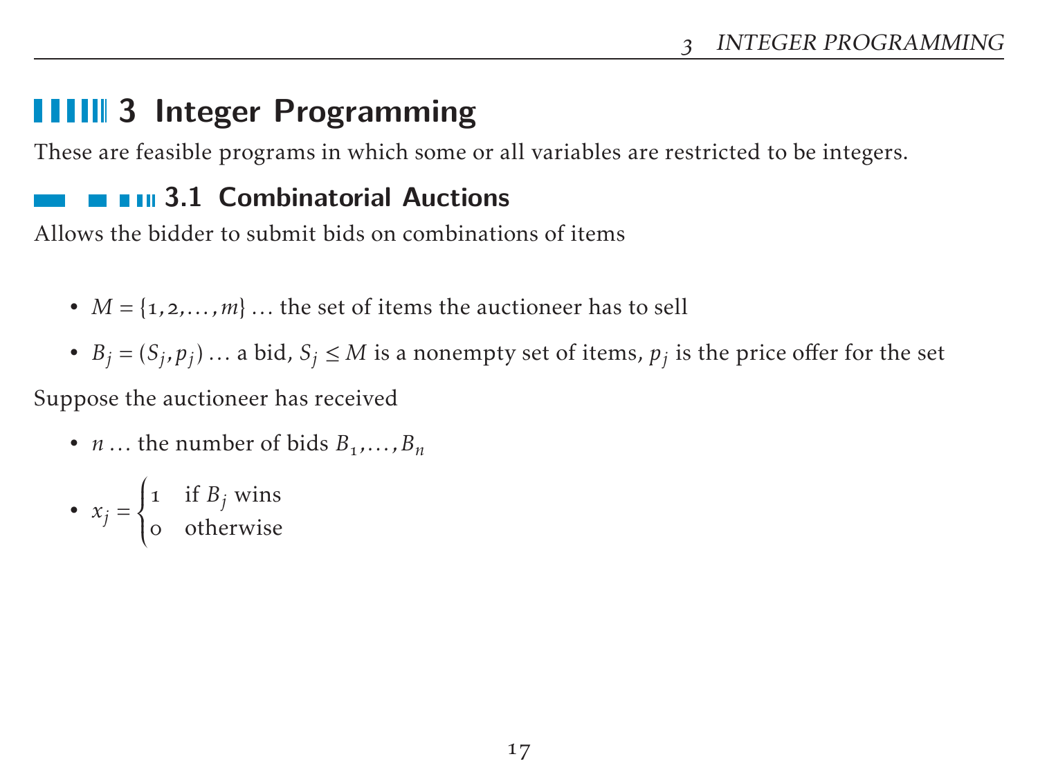# 3 Integer Programming

These are feasible programs in which some or all variables are restricted to be integers.

## 3.1 Combinatorial Auctions

Allows the bidder to submit bids on combinations of items

- $M = \{1, 2, \ldots, m\}$ ... the set of items the auctioneer has to sell
- $B_j = (S_j, p_j)$ ... a bid, $S_j \leq M$ is a nonempty set of items, $p_j$ is the price offer for the set

Suppose the auctioneer has received

- $n$ ... the number of bids $B_1, \ldots, B_n$
- $x_j = \begin{cases} 1 & \text{if } B_j \text{ wins} \\ 0 & \text{otherwise} \end{cases}$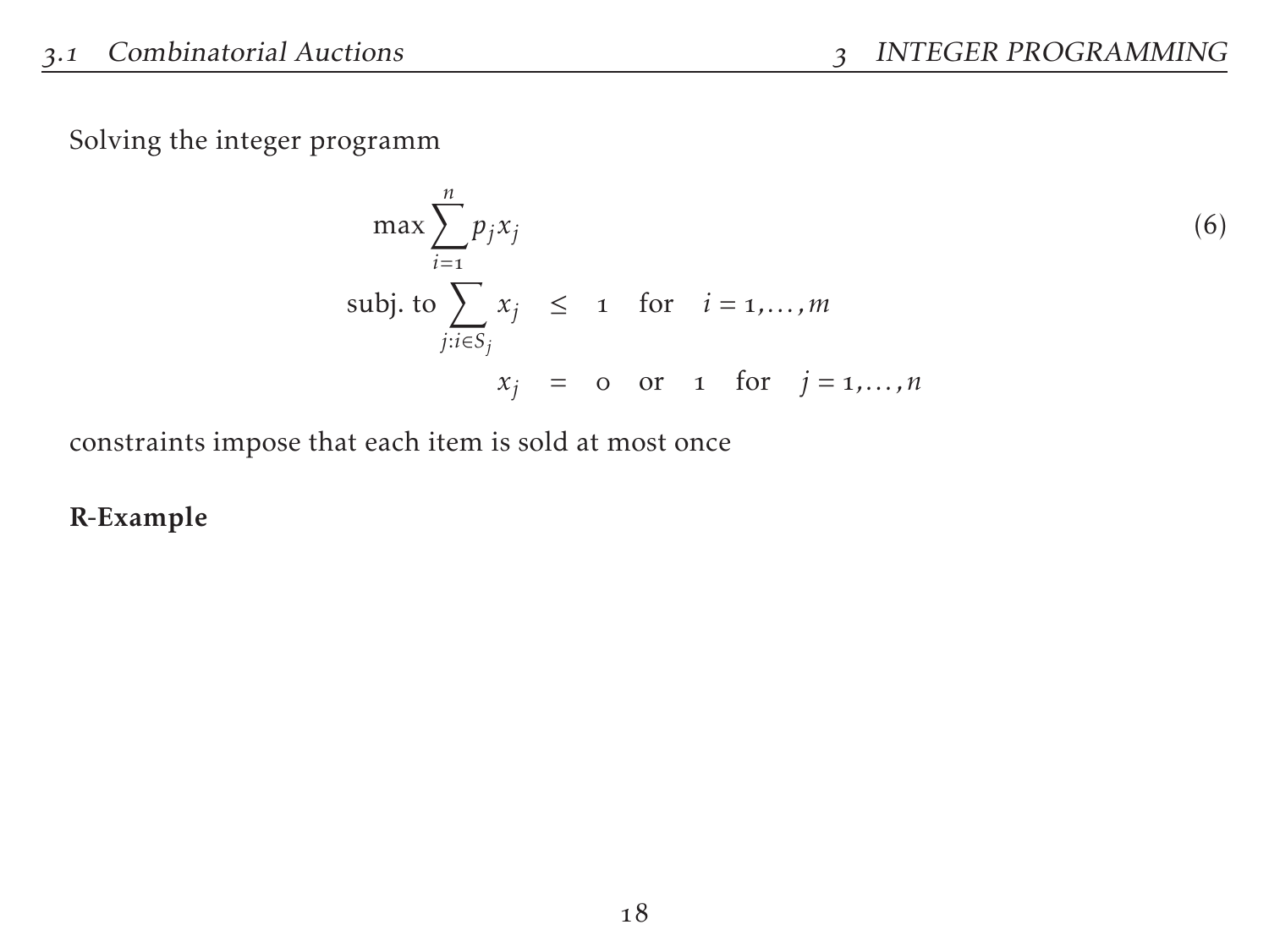Solving the integer programm

$$
\begin{aligned}
\max \sum_{i=1}^{n} p_j x_j & & & & \\
\text{subj. to} \sum_{j: i \in S_j} x_j & \leq & 1 & \quad \text{for} \quad i = 1, \ldots, m \\
x_j & = & 0 \text{ or } 1 & \quad \text{for} \quad j = 1, \ldots, n
\end{aligned}
\tag{6}
$$

constraints impose that each item is sold at most once

**R-Example**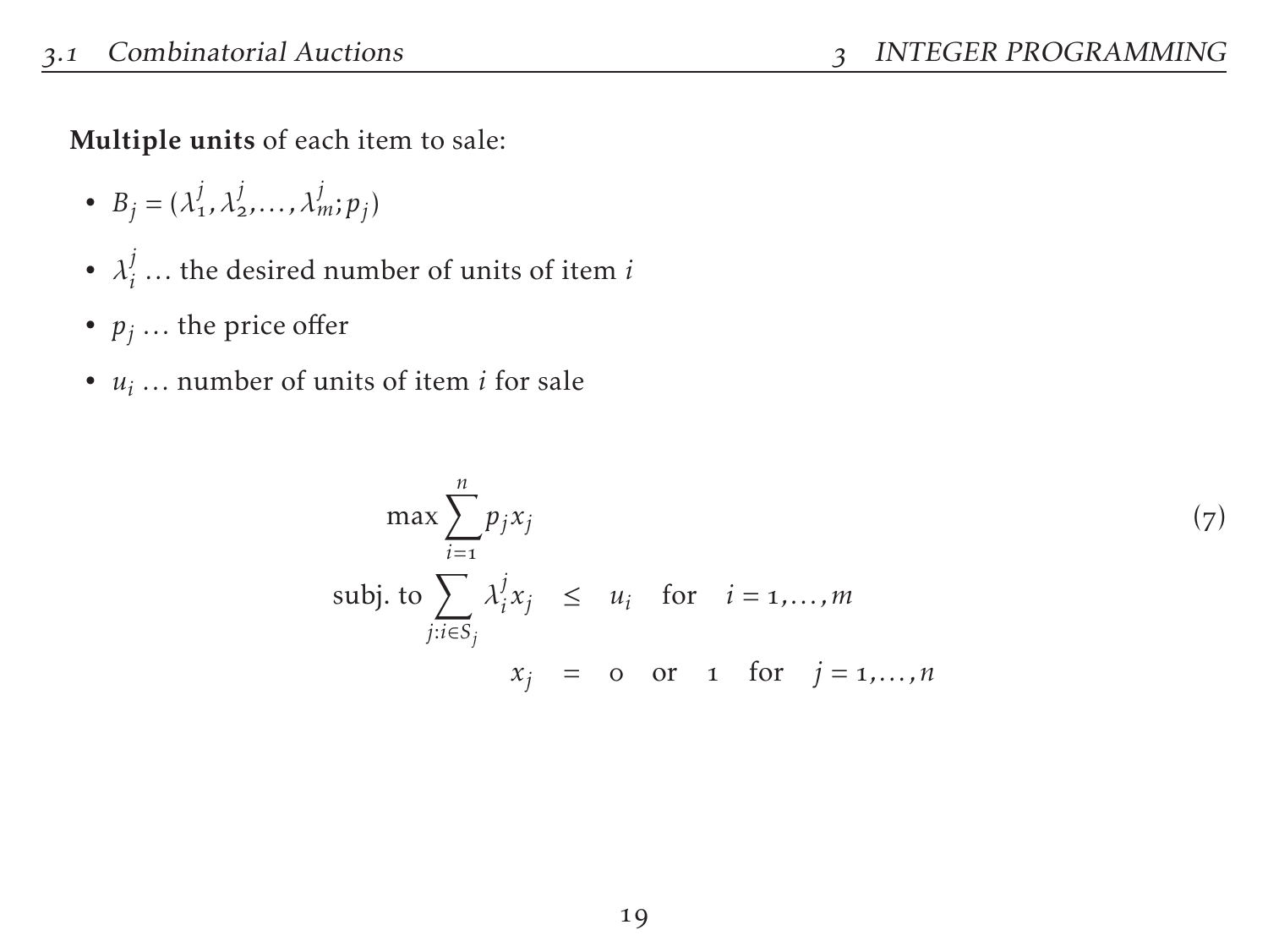**Multiple units** of each item to sale:

- $B_j = (\lambda_1^j, \lambda_2^j, \ldots, \lambda_m^j; p_j)$
- $\lambda_i^j$ … the desired number of units of item $i$
- $p_j$ … the price offer
- $u_i$ … number of units of item $i$ for sale

$$
\begin{aligned}
\max \sum_{i=1}^{n} p_j x_j & & & \\
\text{subj. to} \sum_{j:i \in S_j} \lambda_i^j x_j & \leq & u_i & \quad \text{for} \quad i = 1, \ldots, m \\
x_j & = & 0 \text{ or } 1 & \quad \text{for} \quad j = 1, \ldots, n
\end{aligned}
\tag{7}
$$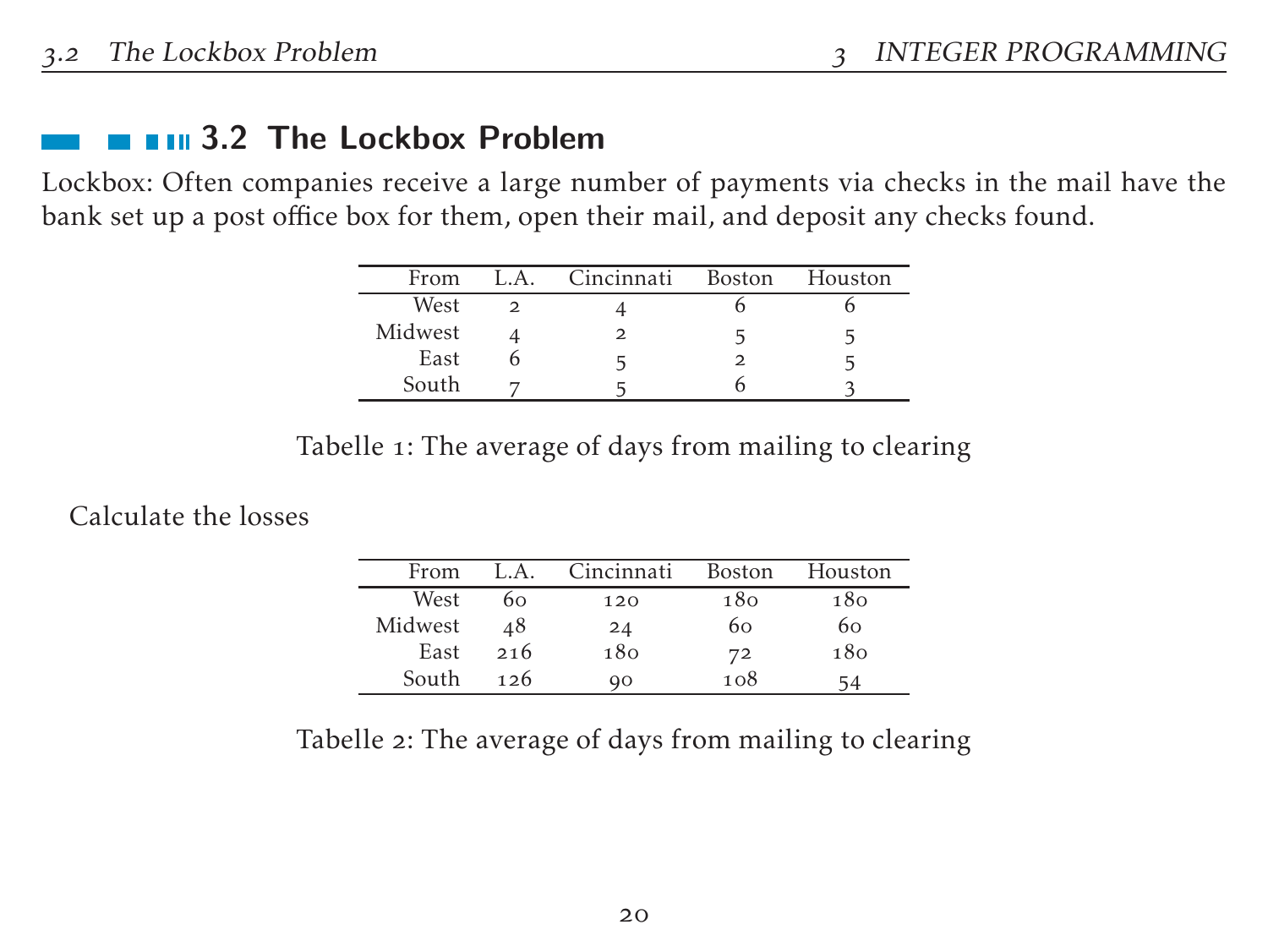## 3.2 The Lockbox Problem

Lockbox: Often companies receive a large number of payments via checks in the mail have the bank set up a post office box for them, open their mail, and deposit any checks found.

| From | L.A. | Cincinnati | Boston | Houston |
|---|---|---|---|---|
| West | 2 | 4 | 6 | 6 |
| Midwest | 4 | 2 | 5 | 5 |
| East | 6 | 5 | 2 | 5 |
| South | 7 | 5 | 6 | 3 |

Tabelle 1: The average of days from mailing to clearing

Calculate the losses

| From | L.A. | Cincinnati | Boston | Houston |
|---|---|---|---|---|
| West | 60 | 120 | 180 | 180 |
| Midwest | 48 | 24 | 60 | 60 |
| East | 216 | 180 | 72 | 180 |
| South | 126 | 90 | 108 | 54 |

Tabelle 2: The average of days from mailing to clearing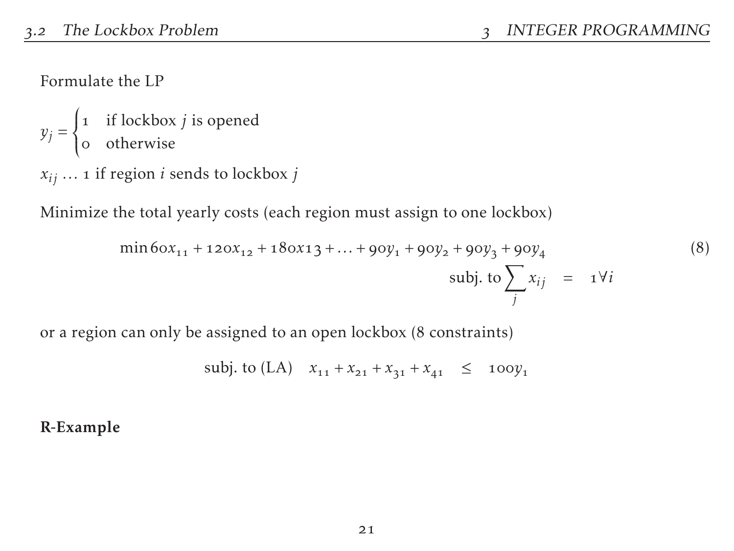Formulate the LP

$$y_j = \begin{cases} 1 & \text{if lockbox } j \text{ is opened} \\ 0 & \text{otherwise} \end{cases}$$

$x_{ij} \ldots$ 1 if region $i$ sends to lockbox $j$

Minimize the total yearly costs (each region must assign to one lockbox)

$$\min 60x_{11} + 120x_{12} + 180x13 + \ldots + 90y_1 + 90y_2 + 90y_3 + 90y_4 \tag{8}$$

$$\text{subj. to} \sum_j x_{ij} = 1 \forall i$$

or a region can only be assigned to an open lockbox (8 constraints)

$$\text{subj. to (LA)} \quad x_{11} + x_{21} + x_{31} + x_{41} \leq 100y_1$$

**R-Example**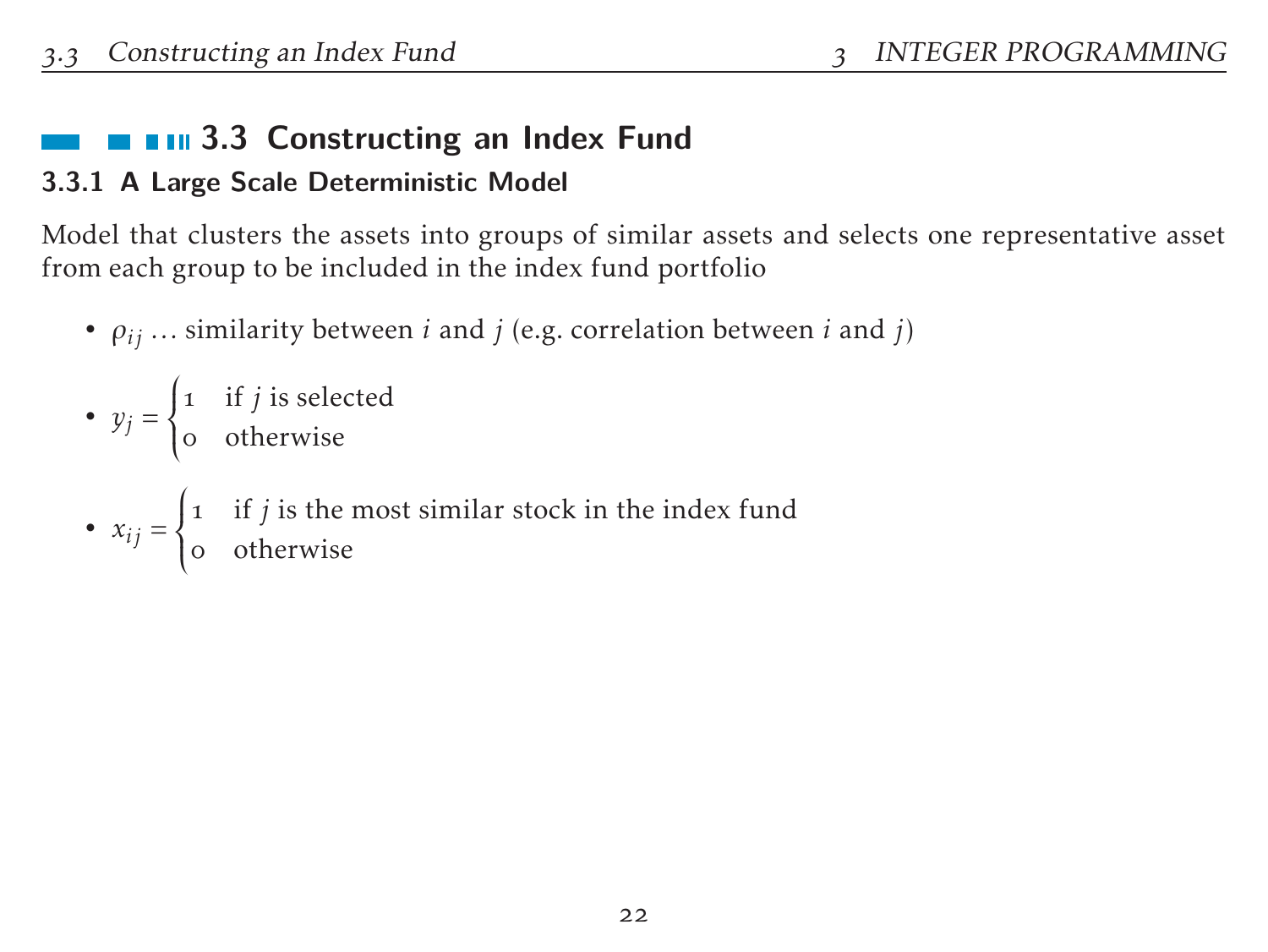## 3.3 Constructing an Index Fund

### 3.3.1 A Large Scale Deterministic Model

Model that clusters the assets into groups of similar assets and selects one representative asset from each group to be included in the index fund portfolio

- $\rho_{ij}$ ... similarity between $i$ and $j$ (e.g. correlation between $i$ and $j$)
- $y_j = \begin{cases} 1 & \text{if } j \text{ is selected} \\ 0 & \text{otherwise} \end{cases}$
- $x_{ij} = \begin{cases} 1 & \text{if } j \text{ is the most similar stock in the index fund} \\ 0 & \text{otherwise} \end{cases}$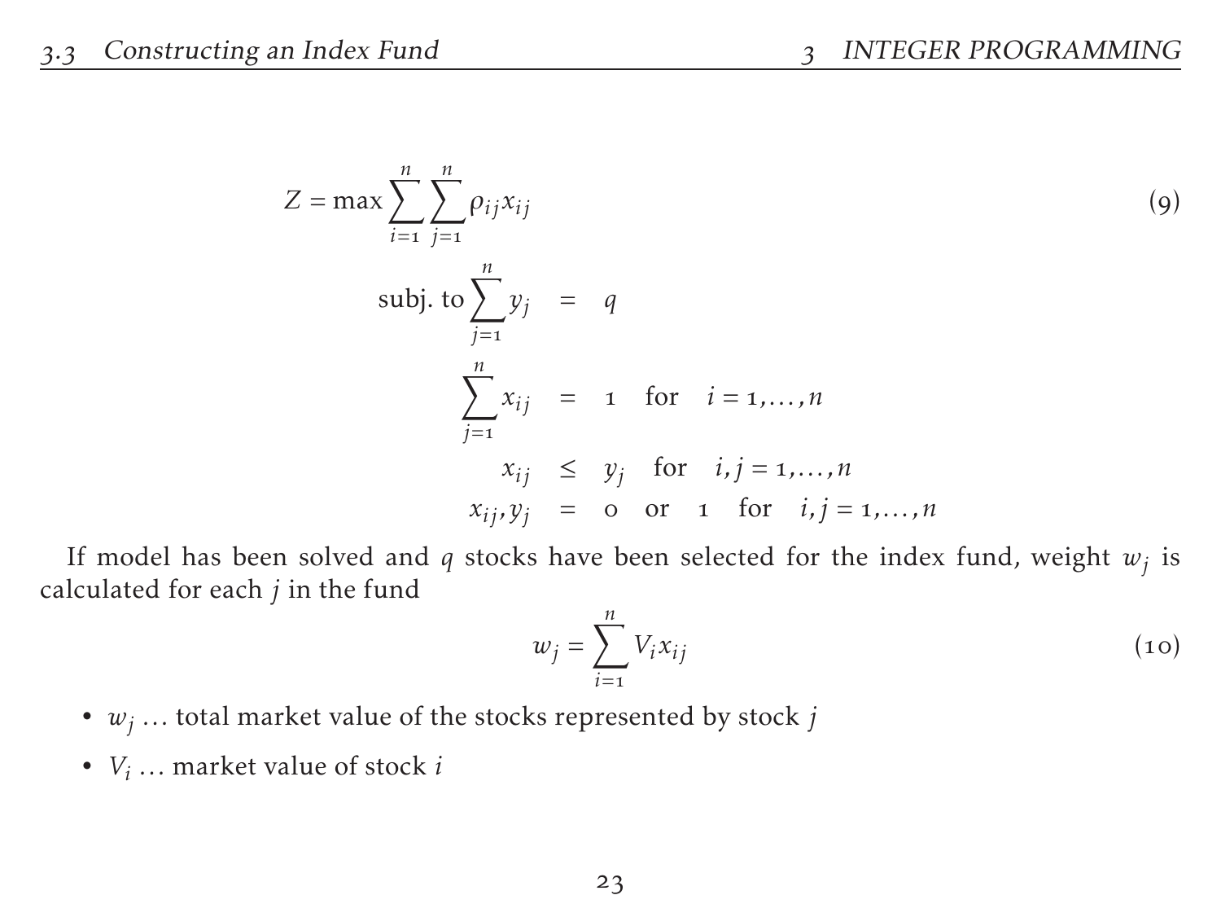$$
\begin{aligned}
Z = \max \sum_{i=1}^{n} \sum_{j=1}^{n} \rho_{ij} x_{ij} \\
\text{subj. to} \sum_{j=1}^{n} y_j &= q \\
\sum_{j=1}^{n} x_{ij} &= 1 \quad \text{for} \quad i = 1, \ldots, n \\
x_{ij} &\leq y_j \quad \text{for} \quad i, j = 1, \ldots, n \\
x_{ij}, y_j &= 0 \quad \text{or} \quad 1 \quad \text{for} \quad i, j = 1, \ldots, n
\end{aligned}
\tag{9}
$$

If model has been solved and $q$ stocks have been selected for the index fund, weight $w_j$ is calculated for each $j$ in the fund

$$
w_j = \sum_{i=1}^{n} V_i x_{ij} \tag{10}
$$

- $w_j$ … total market value of the stocks represented by stock $j$
- $V_i$ … market value of stock $i$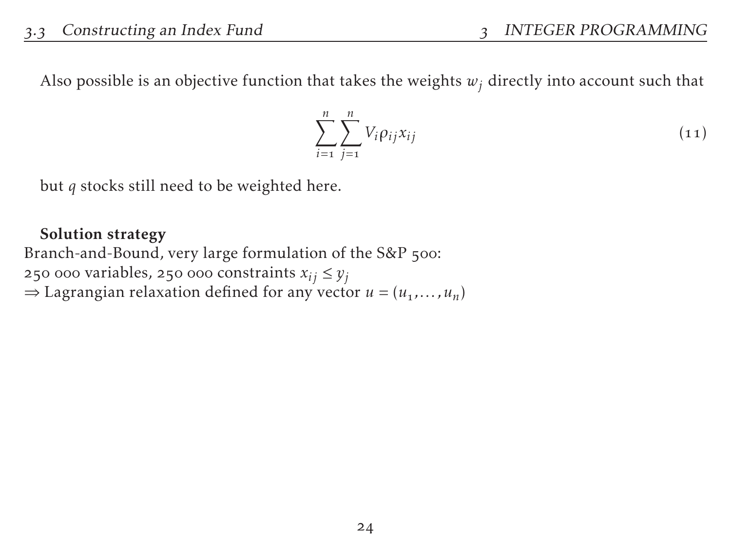Also possible is an objective function that takes the weights $w_j$ directly into account such that

$$\sum_{i=1}^{n}\sum_{j=1}^{n} V_i \rho_{ij} x_{ij} \tag{11}$$

but $q$ stocks still need to be weighted here.

**Solution strategy**

Branch-and-Bound, very large formulation of the S&P 500:
250 000 variables, 250 000 constraints $x_{ij} \leq y_j$
$\Rightarrow$ Lagrangian relaxation defined for any vector $u = (u_1, \ldots, u_n)$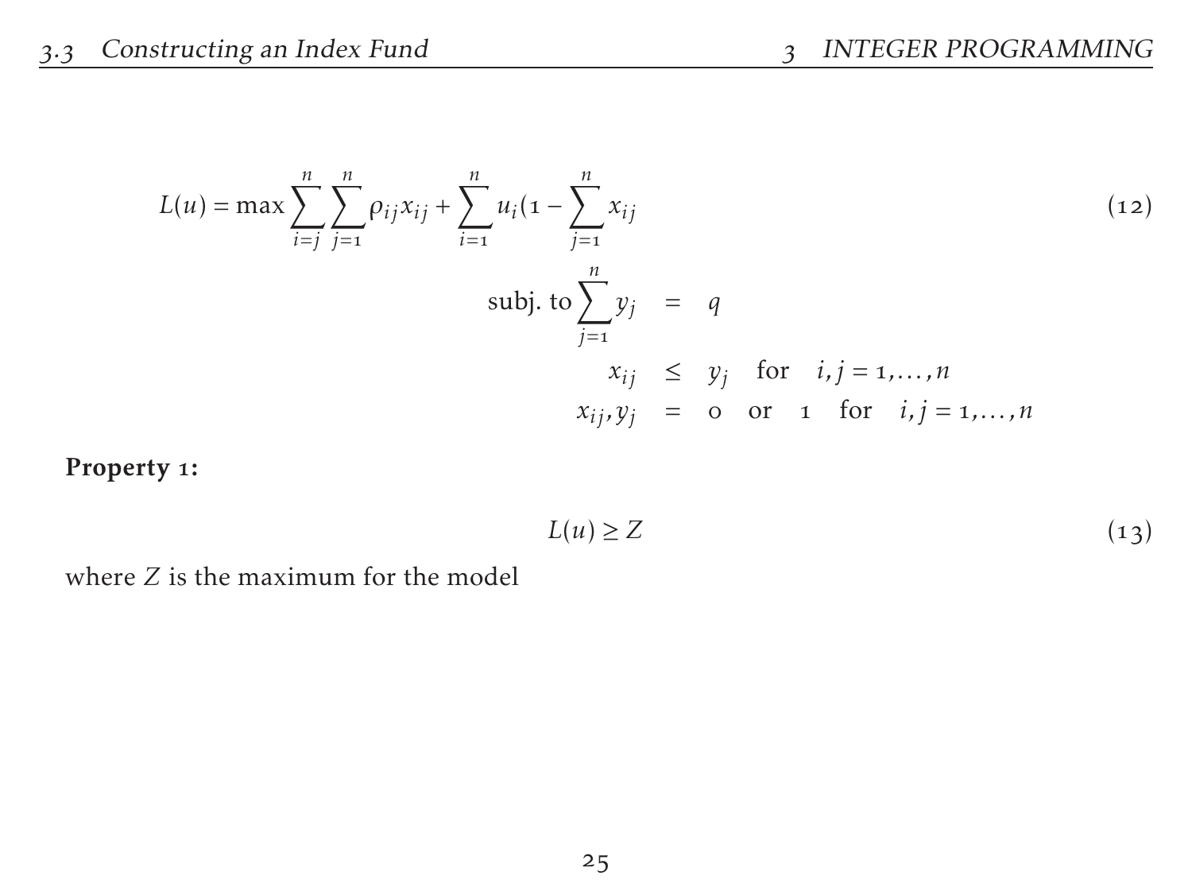$$L(u) = \max \sum_{i=j}^{n} \sum_{j=1}^{n} \rho_{ij} x_{ij} + \sum_{i=1}^{n} u_i (1 - \sum_{j=1}^{n} x_{ij} \tag{12}$$

$$\begin{aligned} \text{subj. to} \sum_{j=1}^{n} y_j &= q \\ x_{ij} &\leq y_j \quad \text{for} \quad i, j = 1, \ldots, n \\ x_{ij}, y_j &= 0 \quad \text{or} \quad 1 \quad \text{for} \quad i, j = 1, \ldots, n \end{aligned}$$

**Property 1:**

$$L(u) \geq Z \tag{13}$$

where $Z$ is the maximum for the model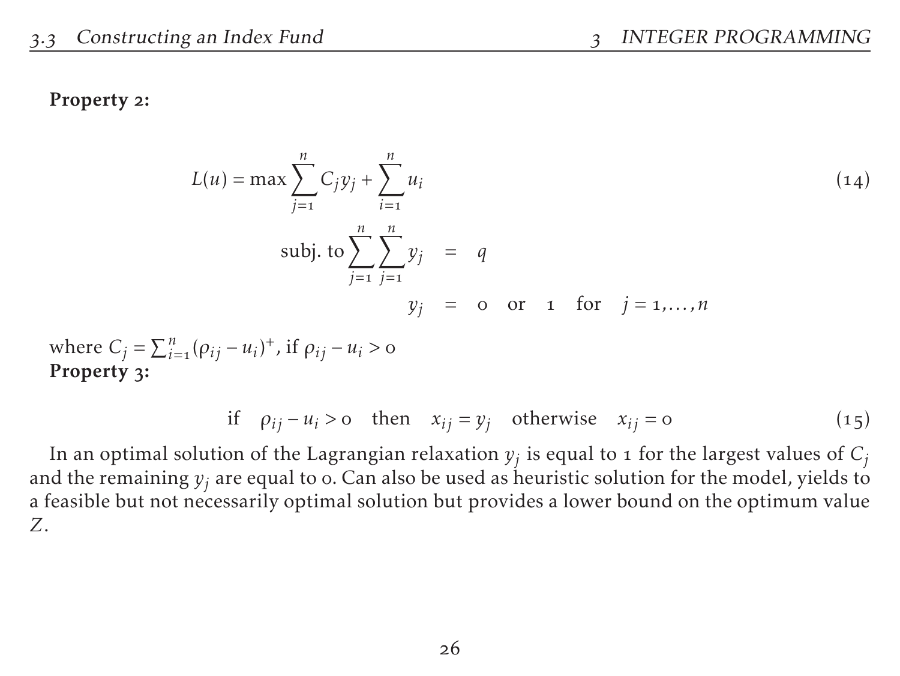**Property 2:**

$$
\begin{aligned}
L(u) = \max \sum_{j=1}^{n} C_j y_j + \sum_{i=1}^{n} u_i \qquad\qquad\qquad\qquad\qquad\qquad\qquad\qquad (14) \\
\text{subj. to} \sum_{j=1}^{n} \sum_{j=1}^{n} y_j &= q \\
y_j &= 0 \quad \text{or} \quad 1 \quad \text{for} \quad j = 1, \ldots, n
\end{aligned}
$$

where $C_j = \sum_{i=1}^{n} (\rho_{ij} - u_i)^+$, if $\rho_{ij} - u_i > 0$

**Property 3:**

$$
\text{if} \quad \rho_{ij} - u_i > 0 \quad \text{then} \quad x_{ij} = y_j \quad \text{otherwise} \quad x_{ij} = 0 \tag{15}
$$

In an optimal solution of the Lagrangian relaxation $y_j$ is equal to 1 for the largest values of $C_j$ and the remaining $y_j$ are equal to 0. Can also be used as heuristic solution for the model, yields to a feasible but not necessarily optimal solution but provides a lower bound on the optimum value $Z$.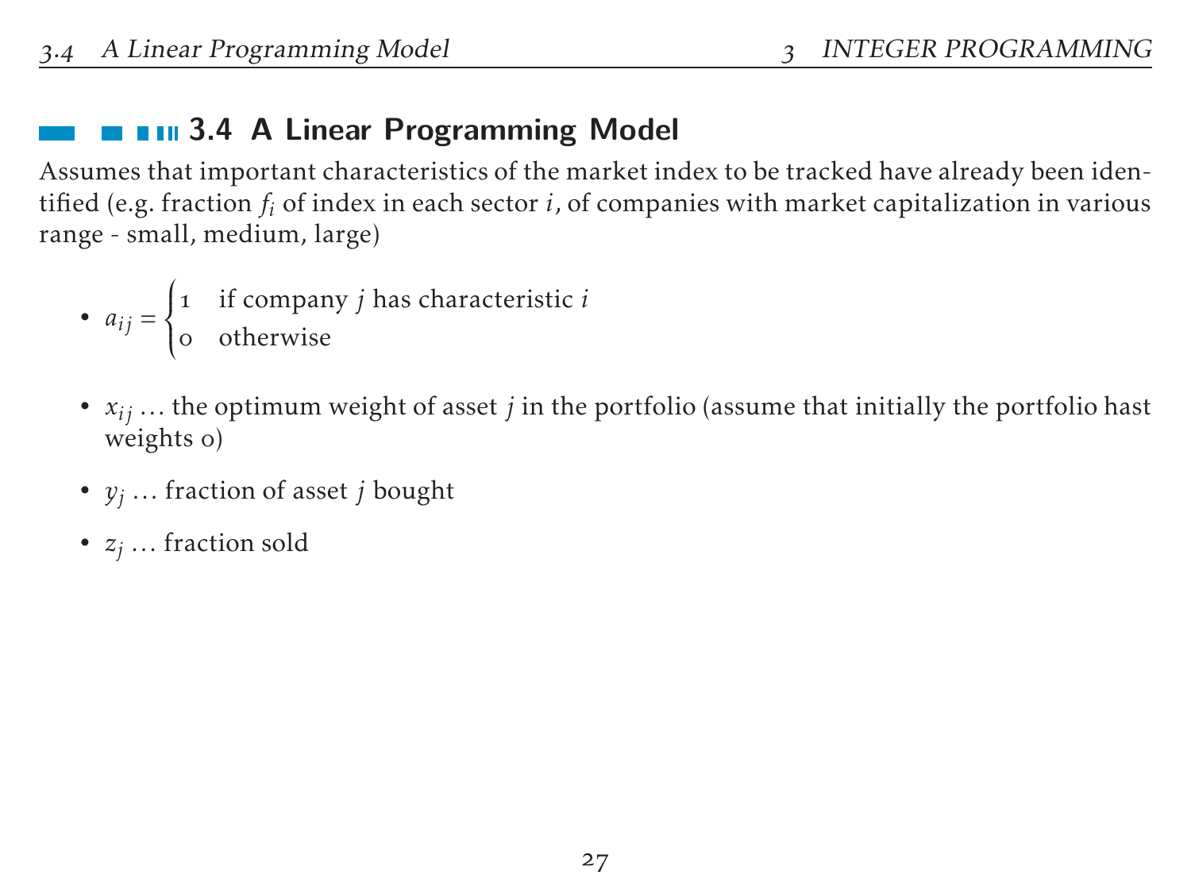## 3.4 A Linear Programming Model

Assumes that important characteristics of the market index to be tracked have already been identified (e.g. fraction $f_i$ of index in each sector $i$, of companies with market capitalization in various range - small, medium, large)

- $a_{ij} = \begin{cases} 1 & \text{if company } j \text{ has characteristic } i \\ 0 & \text{otherwise} \end{cases}$

- $x_{ij}$ … the optimum weight of asset $j$ in the portfolio (assume that initially the portfolio hast weights 0)

- $y_j$ … fraction of asset $j$ bought

- $z_j$ … fraction sold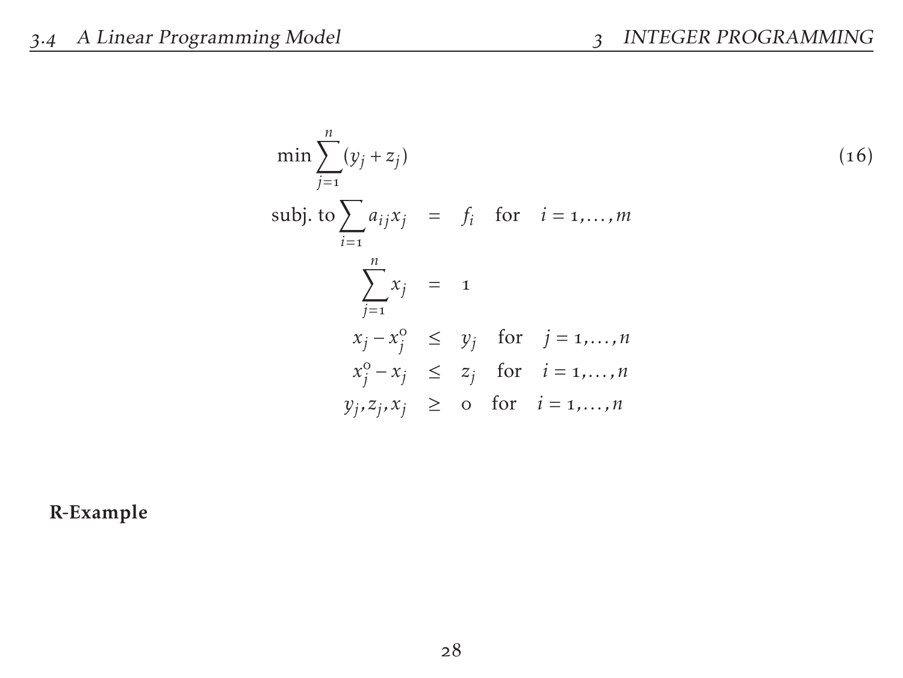$$
\begin{aligned}
\min \sum_{j=1}^{n} (y_j + z_j) & & & & (16) \\
\text{subj. to} \sum_{i=1} a_{ij} x_j &= f_i \quad \text{for} \quad i = 1, \ldots, m \\
\sum_{j=1}^{n} x_j &= 1 \\
x_j - x_j^0 &\leq y_j \quad \text{for} \quad j = 1, \ldots, n \\
x_j^0 - x_j &\leq z_j \quad \text{for} \quad i = 1, \ldots, n \\
y_j, z_j, x_j &\geq 0 \quad \text{for} \quad i = 1, \ldots, n
\end{aligned}
$$

**R-Example**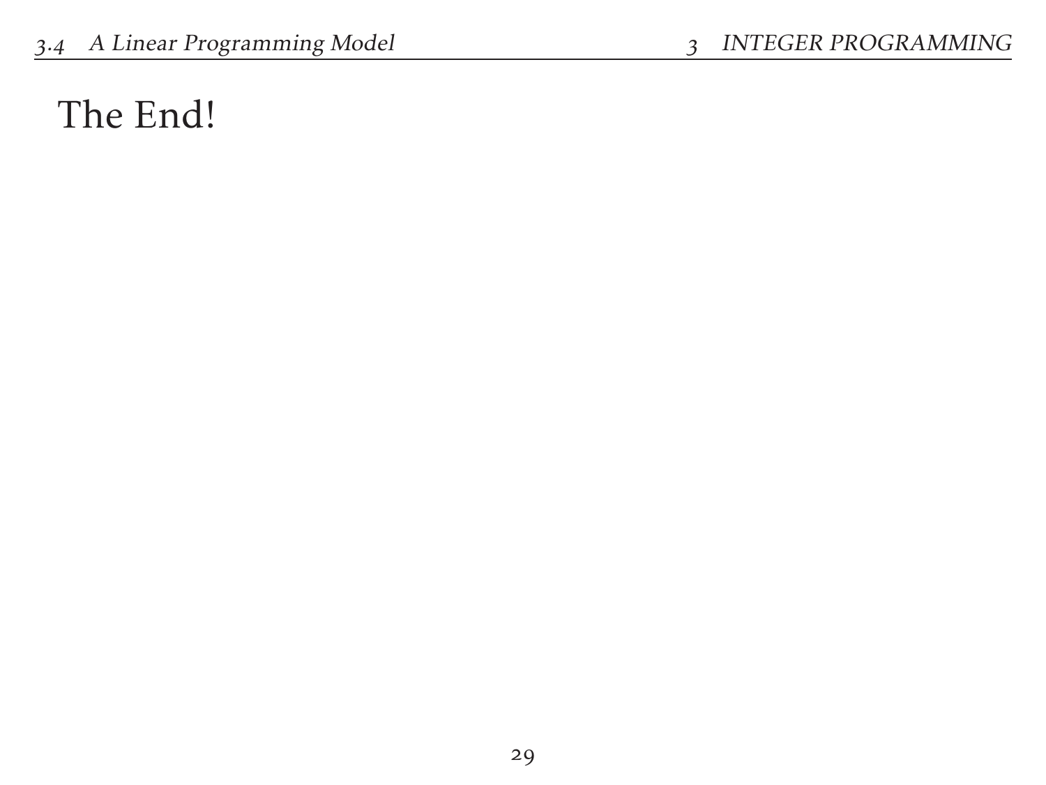# The End!